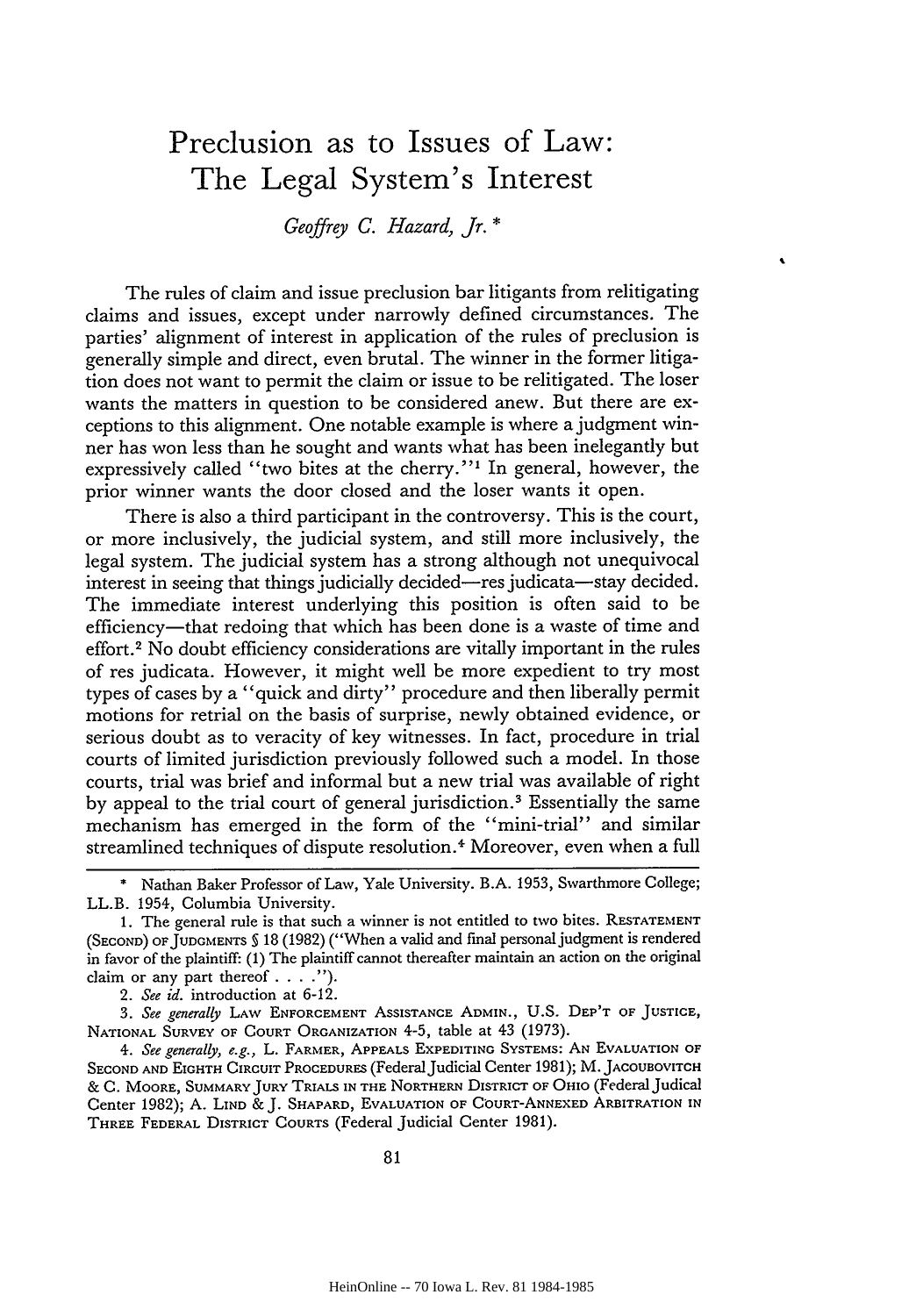# Preclusion as to Issues of Law: The Legal System's Interest

*Geoffrey C. Hazard, Jr.* *

The rules of claim and issue preclusion bar litigants from relitigating claims and issues, except under narrowly defined circumstances. The parties' alignment of interest in application of the rules of preclusion is generally simple and direct, even brutal. The winner in the former litigation does not want to permit the claim or issue to be relitigated. The loser wants the matters in question to be considered anew. But there are exceptions to this alignment. One notable example is where a judgment winner has won less than he sought and wants what has been inelegantly but expressively called "two bites at the cherry."[1] In general, however, the prior winner wants the door closed and the loser wants it open.

There is also a third participant in the controversy. This is the court, or more inclusively, the judicial system, and still more inclusively, the legal system. The judicial system has a strong although not unequivocal interest in seeing that things judicially decided—res judicata—stay decided. The immediate interest underlying this position is often said to be efficiency—that redoing that which has been done is a waste of time and effort.[2] No doubt efficiency considerations are vitally important in the rules of res judicata. However, it might well be more expedient to try most types of cases by a "quick and dirty" procedure and then liberally permit motions for retrial on the basis of surprise, newly obtained evidence, or serious doubt as to veracity of key witnesses. In fact, procedure in trial courts of limited jurisdiction previously followed such a model. In those courts, trial was brief and informal but a new trial was available of right by appeal to the trial court of general jurisdiction.[3] Essentially the same mechanism has emerged in the form of the "mini-trial" and similar streamlined techniques of dispute resolution.[4] Moreover, even when a full

---

\* Nathan Baker Professor of Law, Yale University. B.A. 1953, Swarthmore College; LL.B. 1954, Columbia University.

1. The general rule is that such a winner is not entitled to two bites. RESTATEMENT (SECOND) OF JUDGMENTS § 18 (1982) ("When a valid and final personal judgment is rendered in favor of the plaintiff: (1) The plaintiff cannot thereafter maintain an action on the original claim or any part thereof . . . .").

2. *See id.* introduction at 6-12.

3. *See generally* LAW ENFORCEMENT ASSISTANCE ADMIN., U.S. DEP'T OF JUSTICE, NATIONAL SURVEY OF COURT ORGANIZATION 4-5, table at 43 (1973).

4. *See generally, e.g.,* L. FARMER, APPEALS EXPEDITING SYSTEMS: AN EVALUATION OF SECOND AND EIGHTH CIRCUIT PROCEDURES (Federal Judicial Center 1981); M. JACOUBOVITCH & C. MOORE, SUMMARY JURY TRIALS IN THE NORTHERN DISTRICT OF OHIO (Federal Judical Center 1982); A. LIND & J. SHAPARD, EVALUATION OF COURT-ANNEXED ARBITRATION IN THREE FEDERAL DISTRICT COURTS (Federal Judicial Center 1981).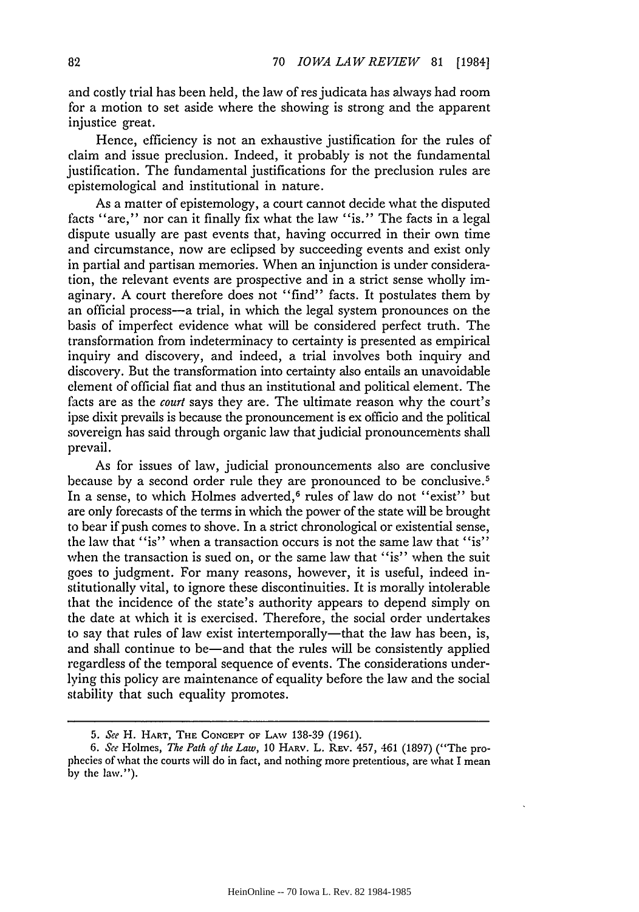and costly trial has been held, the law of res judicata has always had room for a motion to set aside where the showing is strong and the apparent injustice great.

Hence, efficiency is not an exhaustive justification for the rules of claim and issue preclusion. Indeed, it probably is not the fundamental justification. The fundamental justifications for the preclusion rules are epistemological and institutional in nature.

As a matter of epistemology, a court cannot decide what the disputed facts "are," nor can it finally fix what the law "is." The facts in a legal dispute usually are past events that, having occurred in their own time and circumstance, now are eclipsed by succeeding events and exist only in partial and partisan memories. When an injunction is under consideration, the relevant events are prospective and in a strict sense wholly imaginary. A court therefore does not "find" facts. It postulates them by an official process—a trial, in which the legal system pronounces on the basis of imperfect evidence what will be considered perfect truth. The transformation from indeterminacy to certainty is presented as empirical inquiry and discovery, and indeed, a trial involves both inquiry and discovery. But the transformation into certainty also entails an unavoidable element of official fiat and thus an institutional and political element. The facts are as the *court* says they are. The ultimate reason why the court's ipse dixit prevails is because the pronouncement is ex officio and the political sovereign has said through organic law that judicial pronouncements shall prevail.

As for issues of law, judicial pronouncements also are conclusive because by a second order rule they are pronounced to be conclusive.[5] In a sense, to which Holmes adverted,[6] rules of law do not "exist" but are only forecasts of the terms in which the power of the state will be brought to bear if push comes to shove. In a strict chronological or existential sense, the law that "is" when a transaction occurs is not the same law that "is" when the transaction is sued on, or the same law that "is" when the suit goes to judgment. For many reasons, however, it is useful, indeed institutionally vital, to ignore these discontinuities. It is morally intolerable that the incidence of the state's authority appears to depend simply on the date at which it is exercised. Therefore, the social order undertakes to say that rules of law exist intertemporally—that the law has been, is, and shall continue to be—and that the rules will be consistently applied regardless of the temporal sequence of events. The considerations underlying this policy are maintenance of equality before the law and the social stability that such equality promotes.

---

5. *See* H. HART, THE CONCEPT OF LAW 138-39 (1961).

6. *See* Holmes, *The Path of the Law*, 10 HARV. L. REV. 457, 461 (1897) ("The prophecies of what the courts will do in fact, and nothing more pretentious, are what I mean by the law.").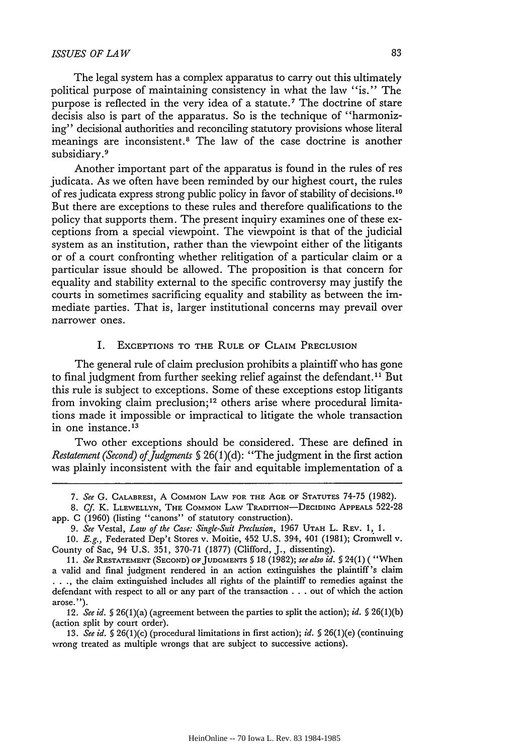The legal system has a complex apparatus to carry out this ultimately political purpose of maintaining consistency in what the law "is." The purpose is reflected in the very idea of a statute.[7] The doctrine of stare decisis also is part of the apparatus. So is the technique of "harmonizing" decisional authorities and reconciling statutory provisions whose literal meanings are inconsistent.[8] The law of the case doctrine is another subsidiary.[9]

Another important part of the apparatus is found in the rules of res judicata. As we often have been reminded by our highest court, the rules of res judicata express strong public policy in favor of stability of decisions.[10] But there are exceptions to these rules and therefore qualifications to the policy that supports them. The present inquiry examines one of these exceptions from a special viewpoint. The viewpoint is that of the judicial system as an institution, rather than the viewpoint either of the litigants or of a court confronting whether relitigation of a particular claim or a particular issue should be allowed. The proposition is that concern for equality and stability external to the specific controversy may justify the courts in sometimes sacrificing equality and stability as between the immediate parties. That is, larger institutional concerns may prevail over narrower ones.

## I. Exceptions to the Rule of Claim Preclusion

The general rule of claim preclusion prohibits a plaintiff who has gone to final judgment from further seeking relief against the defendant.[11] But this rule is subject to exceptions. Some of these exceptions estop litigants from invoking claim preclusion;[12] others arise where procedural limitations made it impossible or impractical to litigate the whole transaction in one instance.[13]

Two other exceptions should be considered. These are defined in *Restatement (Second) of Judgments* § 26(1)(d): "The judgment in the first action was plainly inconsistent with the fair and equitable implementation of a

---

7. *See* G. Calabresi, A Common Law for the Age of Statutes 74-75 (1982).

8. *Cf.* K. Llewellyn, The Common Law Tradition—Deciding Appeals 522-28 app. C (1960) (listing "canons" of statutory construction).

9. *See* Vestal, *Law of the Case: Single-Suit Preclusion*, 1967 Utah L. Rev. 1, 1.

10. *E.g.*, Federated Dep't Stores v. Moitie, 452 U.S. 394, 401 (1981); Cromwell v. County of Sac, 94 U.S. 351, 370-71 (1877) (Clifford, J., dissenting).

11. *See* Restatement (Second) of Judgments § 18 (1982); *see also id.* § 24(1) ("When a valid and final judgment rendered in an action extinguishes the plaintiff's claim . . ., the claim extinguished includes all rights of the plaintiff to remedies against the defendant with respect to all or any part of the transaction . . . out of which the action arose.").

12. *See id.* § 26(1)(a) (agreement between the parties to split the action); *id.* § 26(1)(b) (action split by court order).

13. *See id.* § 26(1)(c) (procedural limitations in first action); *id.* § 26(1)(e) (continuing wrong treated as multiple wrongs that are subject to successive actions).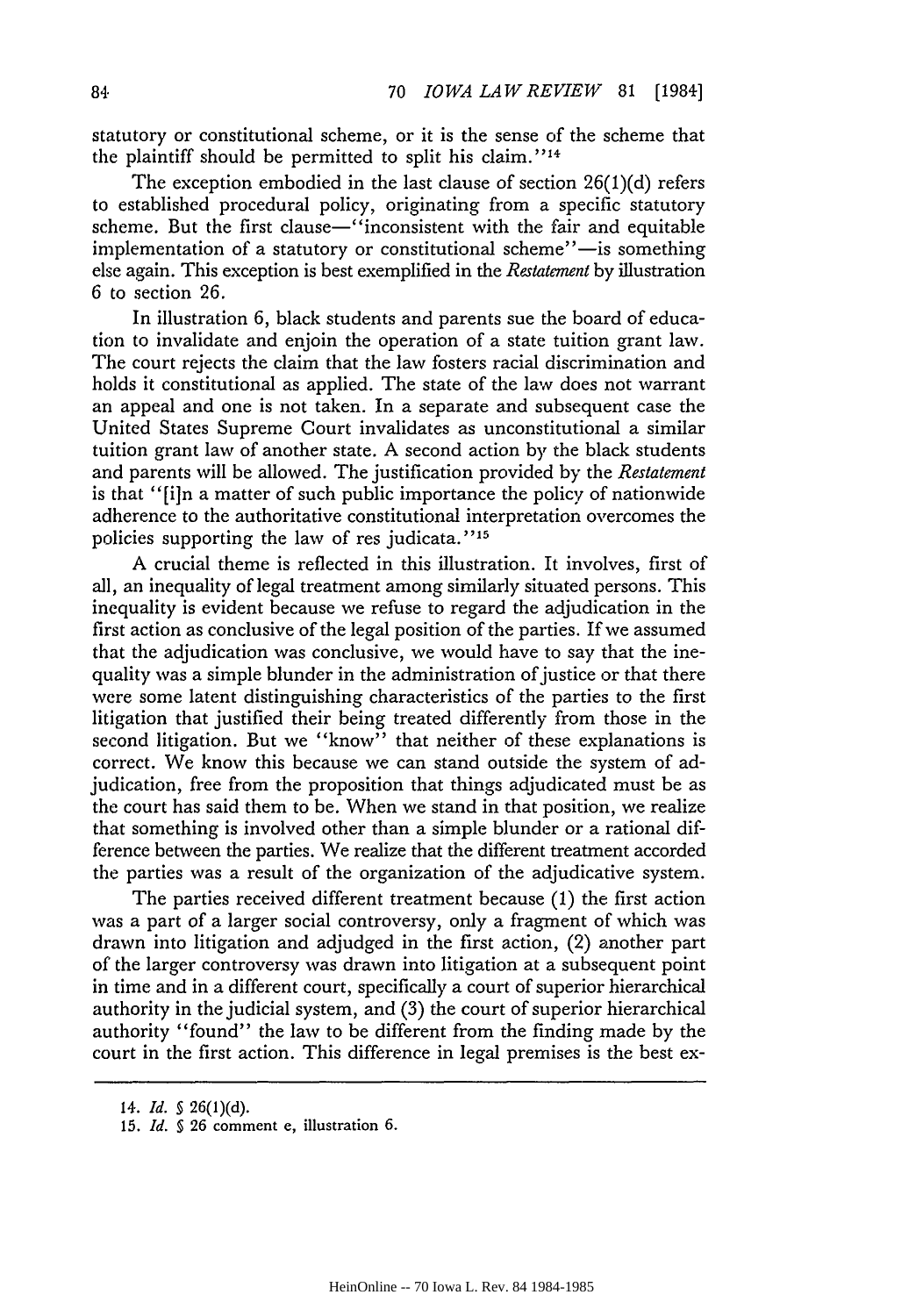statutory or constitutional scheme, or it is the sense of the scheme that the plaintiff should be permitted to split his claim."[14]

The exception embodied in the last clause of section 26(1)(d) refers to established procedural policy, originating from a specific statutory scheme. But the first clause—"inconsistent with the fair and equitable implementation of a statutory or constitutional scheme"—is something else again. This exception is best exemplified in the *Restatement* by illustration 6 to section 26.

In illustration 6, black students and parents sue the board of education to invalidate and enjoin the operation of a state tuition grant law. The court rejects the claim that the law fosters racial discrimination and holds it constitutional as applied. The state of the law does not warrant an appeal and one is not taken. In a separate and subsequent case the United States Supreme Court invalidates as unconstitutional a similar tuition grant law of another state. A second action by the black students and parents will be allowed. The justification provided by the *Restatement* is that "[i]n a matter of such public importance the policy of nationwide adherence to the authoritative constitutional interpretation overcomes the policies supporting the law of res judicata."[15]

A crucial theme is reflected in this illustration. It involves, first of all, an inequality of legal treatment among similarly situated persons. This inequality is evident because we refuse to regard the adjudication in the first action as conclusive of the legal position of the parties. If we assumed that the adjudication was conclusive, we would have to say that the inequality was a simple blunder in the administration of justice or that there were some latent distinguishing characteristics of the parties to the first litigation that justified their being treated differently from those in the second litigation. But we "know" that neither of these explanations is correct. We know this because we can stand outside the system of adjudication, free from the proposition that things adjudicated must be as the court has said them to be. When we stand in that position, we realize that something is involved other than a simple blunder or a rational difference between the parties. We realize that the different treatment accorded the parties was a result of the organization of the adjudicative system.

The parties received different treatment because (1) the first action was a part of a larger social controversy, only a fragment of which was drawn into litigation and adjudged in the first action, (2) another part of the larger controversy was drawn into litigation at a subsequent point in time and in a different court, specifically a court of superior hierarchical authority in the judicial system, and (3) the court of superior hierarchical authority "found" the law to be different from the finding made by the court in the first action. This difference in legal premises is the best ex-

---

14. *Id.* § 26(1)(d).

15. *Id.* § 26 comment e, illustration 6.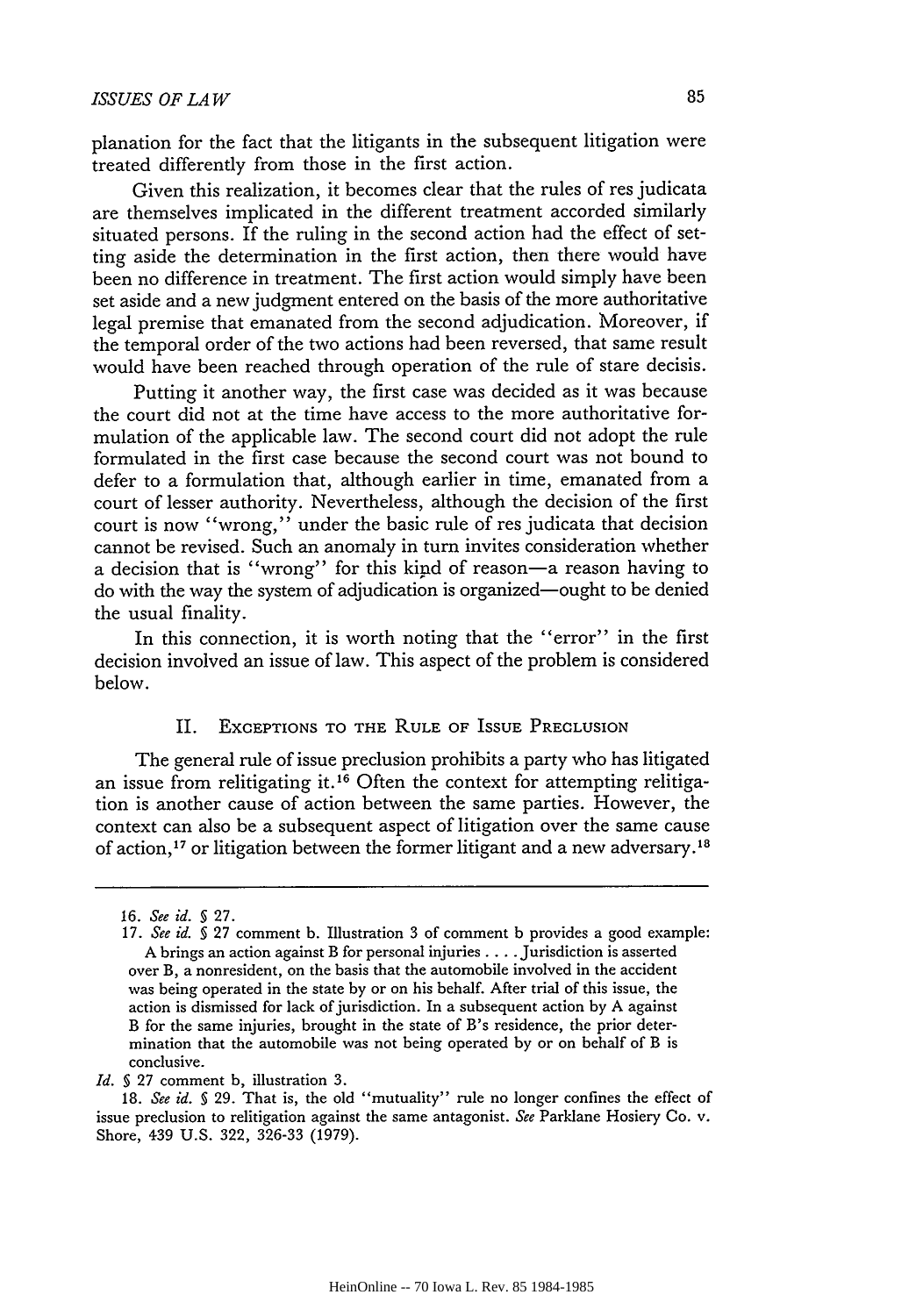planation for the fact that the litigants in the subsequent litigation were treated differently from those in the first action.

Given this realization, it becomes clear that the rules of res judicata are themselves implicated in the different treatment accorded similarly situated persons. If the ruling in the second action had the effect of setting aside the determination in the first action, then there would have been no difference in treatment. The first action would simply have been set aside and a new judgment entered on the basis of the more authoritative legal premise that emanated from the second adjudication. Moreover, if the temporal order of the two actions had been reversed, that same result would have been reached through operation of the rule of stare decisis.

Putting it another way, the first case was decided as it was because the court did not at the time have access to the more authoritative formulation of the applicable law. The second court did not adopt the rule formulated in the first case because the second court was not bound to defer to a formulation that, although earlier in time, emanated from a court of lesser authority. Nevertheless, although the decision of the first court is now "wrong," under the basic rule of res judicata that decision cannot be revised. Such an anomaly in turn invites consideration whether a decision that is "wrong" for this kind of reason—a reason having to do with the way the system of adjudication is organized—ought to be denied the usual finality.

In this connection, it is worth noting that the "error" in the first decision involved an issue of law. This aspect of the problem is considered below.

## II. Exceptions to the Rule of Issue Preclusion

The general rule of issue preclusion prohibits a party who has litigated an issue from relitigating it.[16] Often the context for attempting relitigation is another cause of action between the same parties. However, the context can also be a subsequent aspect of litigation over the same cause of action,[17] or litigation between the former litigant and a new adversary.[18]

---

16. *See id.* § 27.

17. *See id.* § 27 comment b. Illustration 3 of comment b provides a good example:

> A brings an action against B for personal injuries . . . . Jurisdiction is asserted over B, a nonresident, on the basis that the automobile involved in the accident was being operated in the state by or on his behalf. After trial of this issue, the action is dismissed for lack of jurisdiction. In a subsequent action by A against B for the same injuries, brought in the state of B's residence, the prior determination that the automobile was not being operated by or on behalf of B is conclusive.

*Id.* § 27 comment b, illustration 3.

18. *See id.* § 29. That is, the old "mutuality" rule no longer confines the effect of issue preclusion to relitigation against the same antagonist. *See* Parklane Hosiery Co. v. Shore, 439 U.S. 322, 326-33 (1979).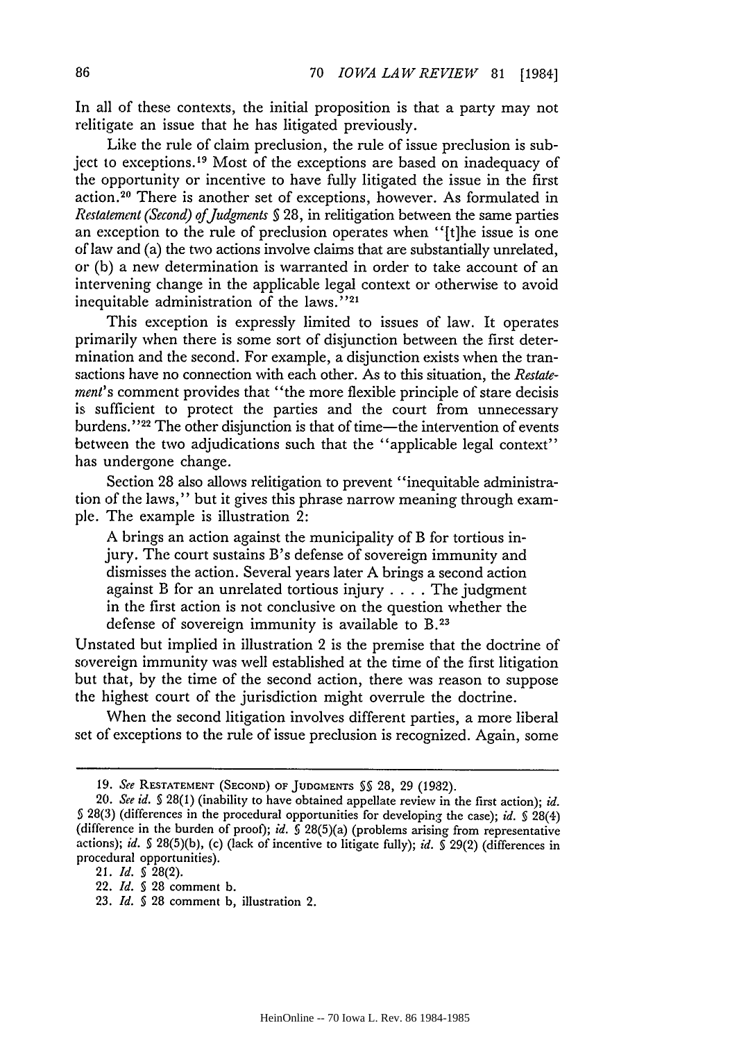In all of these contexts, the initial proposition is that a party may not relitigate an issue that he has litigated previously.

Like the rule of claim preclusion, the rule of issue preclusion is subject to exceptions.[19] Most of the exceptions are based on inadequacy of the opportunity or incentive to have fully litigated the issue in the first action.[20] There is another set of exceptions, however. As formulated in *Restatement (Second) of Judgments* § 28, in relitigation between the same parties an exception to the rule of preclusion operates when "[t]he issue is one of law and (a) the two actions involve claims that are substantially unrelated, or (b) a new determination is warranted in order to take account of an intervening change in the applicable legal context or otherwise to avoid inequitable administration of the laws."[21]

This exception is expressly limited to issues of law. It operates primarily when there is some sort of disjunction between the first determination and the second. For example, a disjunction exists when the transactions have no connection with each other. As to this situation, the *Restatement*'s comment provides that "the more flexible principle of stare decisis is sufficient to protect the parties and the court from unnecessary burdens."[22] The other disjunction is that of time—the intervention of events between the two adjudications such that the "applicable legal context" has undergone change.

Section 28 also allows relitigation to prevent "inequitable administration of the laws," but it gives this phrase narrow meaning through example. The example is illustration 2:

> A brings an action against the municipality of B for tortious injury. The court sustains B's defense of sovereign immunity and dismisses the action. Several years later A brings a second action against B for an unrelated tortious injury . . . . The judgment in the first action is not conclusive on the question whether the defense of sovereign immunity is available to B.[23]

Unstated but implied in illustration 2 is the premise that the doctrine of sovereign immunity was well established at the time of the first litigation but that, by the time of the second action, there was reason to suppose the highest court of the jurisdiction might overrule the doctrine.

When the second litigation involves different parties, a more liberal set of exceptions to the rule of issue preclusion is recognized. Again, some

---

19. *See* RESTATEMENT (SECOND) OF JUDGMENTS §§ 28, 29 (1982).

20. *See id.* § 28(1) (inability to have obtained appellate review in the first action); *id.* § 28(3) (differences in the procedural opportunities for developing the case); *id.* § 28(4) (difference in the burden of proof); *id.* § 28(5)(a) (problems arising from representative actions); *id.* § 28(5)(b), (c) (lack of incentive to litigate fully); *id.* § 29(2) (differences in procedural opportunities).

21. *Id.* § 28(2).

22. *Id.* § 28 comment b.

23. *Id.* § 28 comment b, illustration 2.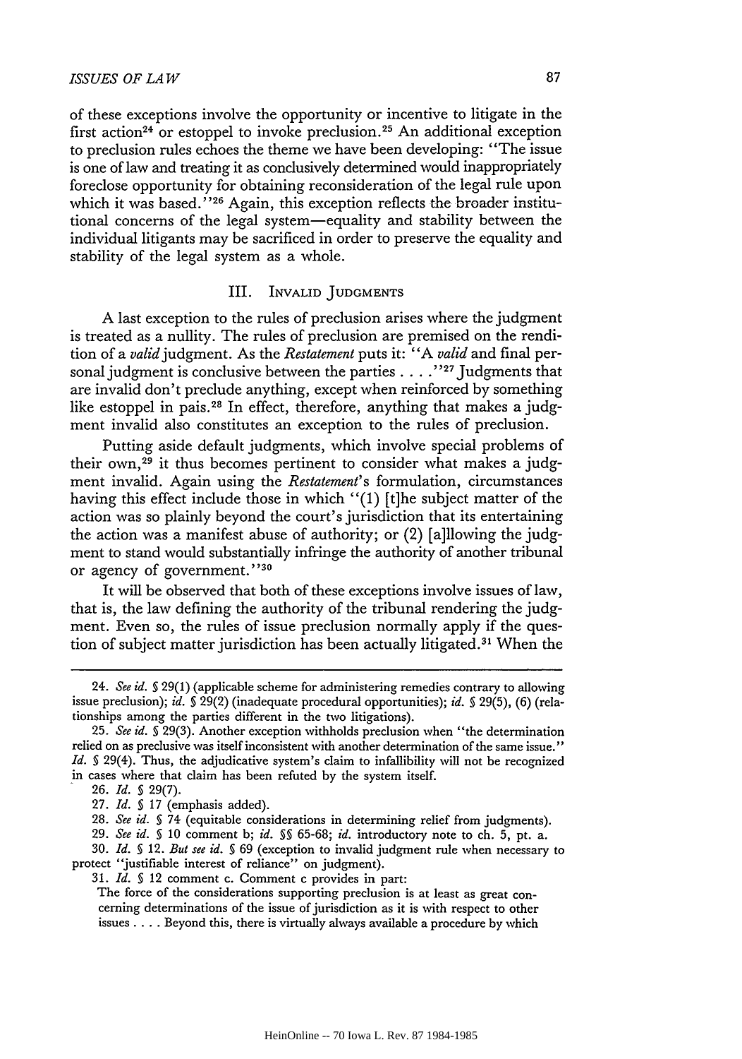of these exceptions involve the opportunity or incentive to litigate in the first action[24] or estoppel to invoke preclusion.[25] An additional exception to preclusion rules echoes the theme we have been developing: "The issue is one of law and treating it as conclusively determined would inappropriately foreclose opportunity for obtaining reconsideration of the legal rule upon which it was based."[26] Again, this exception reflects the broader institutional concerns of the legal system—equality and stability between the individual litigants may be sacrificed in order to preserve the equality and stability of the legal system as a whole.

## III. Invalid Judgments

A last exception to the rules of preclusion arises where the judgment is treated as a nullity. The rules of preclusion are premised on the rendition of a *valid* judgment. As the *Restatement* puts it: "A *valid* and final personal judgment is conclusive between the parties . . . ."[27] Judgments that are invalid don't preclude anything, except when reinforced by something like estoppel in pais.[28] In effect, therefore, anything that makes a judgment invalid also constitutes an exception to the rules of preclusion.

Putting aside default judgments, which involve special problems of their own,[29] it thus becomes pertinent to consider what makes a judgment invalid. Again using the *Restatement*'s formulation, circumstances having this effect include those in which "(1) [t]he subject matter of the action was so plainly beyond the court's jurisdiction that its entertaining the action was a manifest abuse of authority; or (2) [a]llowing the judgment to stand would substantially infringe the authority of another tribunal or agency of government."[30]

It will be observed that both of these exceptions involve issues of law, that is, the law defining the authority of the tribunal rendering the judgment. Even so, the rules of issue preclusion normally apply if the question of subject matter jurisdiction has been actually litigated.[31] When the

---

24. *See id.* § 29(1) (applicable scheme for administering remedies contrary to allowing issue preclusion); *id.* § 29(2) (inadequate procedural opportunities); *id.* § 29(5), (6) (relationships among the parties different in the two litigations).

25. *See id.* § 29(3). Another exception withholds preclusion when "the determination relied on as preclusive was itself inconsistent with another determination of the same issue." *Id.* § 29(4). Thus, the adjudicative system's claim to infallibility will not be recognized in cases where that claim has been refuted by the system itself.

26. *Id.* § 29(7).

27. *Id.* § 17 (emphasis added).

28. *See id.* § 74 (equitable considerations in determining relief from judgments).

29. *See id.* § 10 comment b; *id.* §§ 65-68; *id.* introductory note to ch. 5, pt. a.

30. *Id.* § 12. *But see id.* § 69 (exception to invalid judgment rule when necessary to protect "justifiable interest of reliance" on judgment).

31. *Id.* § 12 comment c. Comment c provides in part:

> The force of the considerations supporting preclusion is at least as great concerning determinations of the issue of jurisdiction as it is with respect to other issues . . . . Beyond this, there is virtually always available a procedure by which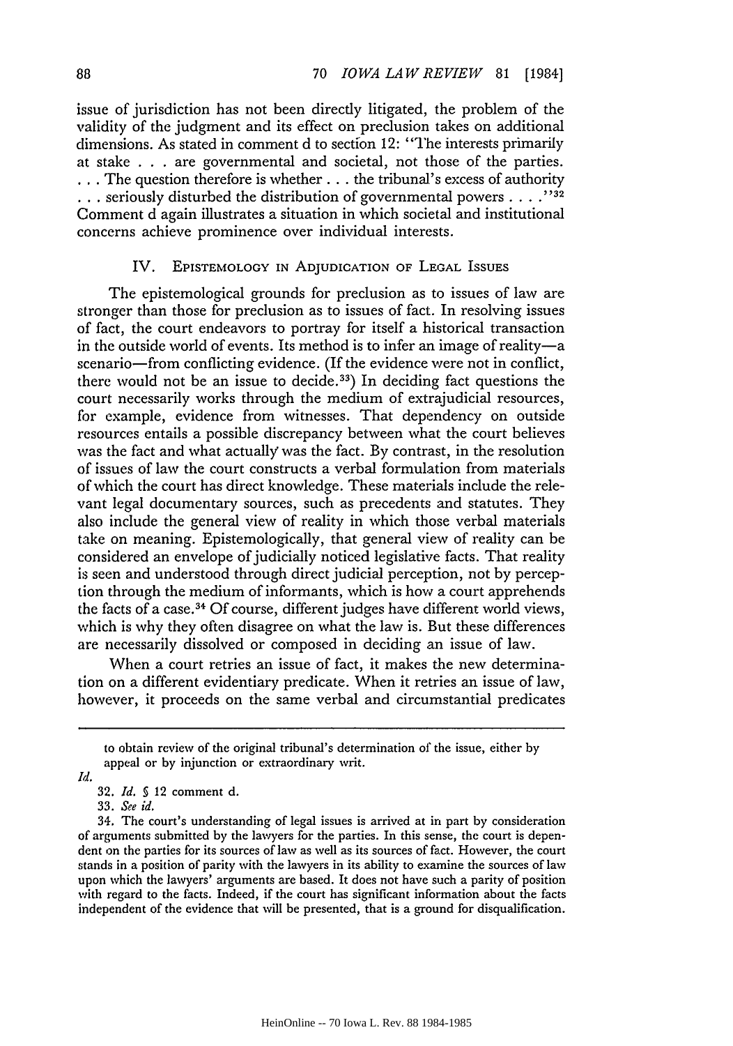issue of jurisdiction has not been directly litigated, the problem of the validity of the judgment and its effect on preclusion takes on additional dimensions. As stated in comment d to section 12: "The interests primarily at stake . . . are governmental and societal, not those of the parties. . . . The question therefore is whether . . . the tribunal's excess of authority . . . seriously disturbed the distribution of governmental powers . . . ."[32] Comment d again illustrates a situation in which societal and institutional concerns achieve prominence over individual interests.

## IV. Epistemology in Adjudication of Legal Issues

The epistemological grounds for preclusion as to issues of law are stronger than those for preclusion as to issues of fact. In resolving issues of fact, the court endeavors to portray for itself a historical transaction in the outside world of events. Its method is to infer an image of reality—a scenario—from conflicting evidence. (If the evidence were not in conflict, there would not be an issue to decide.[33]) In deciding fact questions the court necessarily works through the medium of extrajudicial resources, for example, evidence from witnesses. That dependency on outside resources entails a possible discrepancy between what the court believes was the fact and what actually was the fact. By contrast, in the resolution of issues of law the court constructs a verbal formulation from materials of which the court has direct knowledge. These materials include the relevant legal documentary sources, such as precedents and statutes. They also include the general view of reality in which those verbal materials take on meaning. Epistemologically, that general view of reality can be considered an envelope of judicially noticed legislative facts. That reality is seen and understood through direct judicial perception, not by perception through the medium of informants, which is how a court apprehends the facts of a case.[34] Of course, different judges have different world views, which is why they often disagree on what the law is. But these differences are necessarily dissolved or composed in deciding an issue of law.

When a court retries an issue of fact, it makes the new determination on a different evidentiary predicate. When it retries an issue of law, however, it proceeds on the same verbal and circumstantial predicates

---

to obtain review of the original tribunal's determination of the issue, either by appeal or by injunction or extraordinary writ.

*Id.*

32. *Id.* § 12 comment d.

33. *See id.*

34. The court's understanding of legal issues is arrived at in part by consideration of arguments submitted by the lawyers for the parties. In this sense, the court is dependent on the parties for its sources of law as well as its sources of fact. However, the court stands in a position of parity with the lawyers in its ability to examine the sources of law upon which the lawyers' arguments are based. It does not have such a parity of position with regard to the facts. Indeed, if the court has significant information about the facts independent of the evidence that will be presented, that is a ground for disqualification.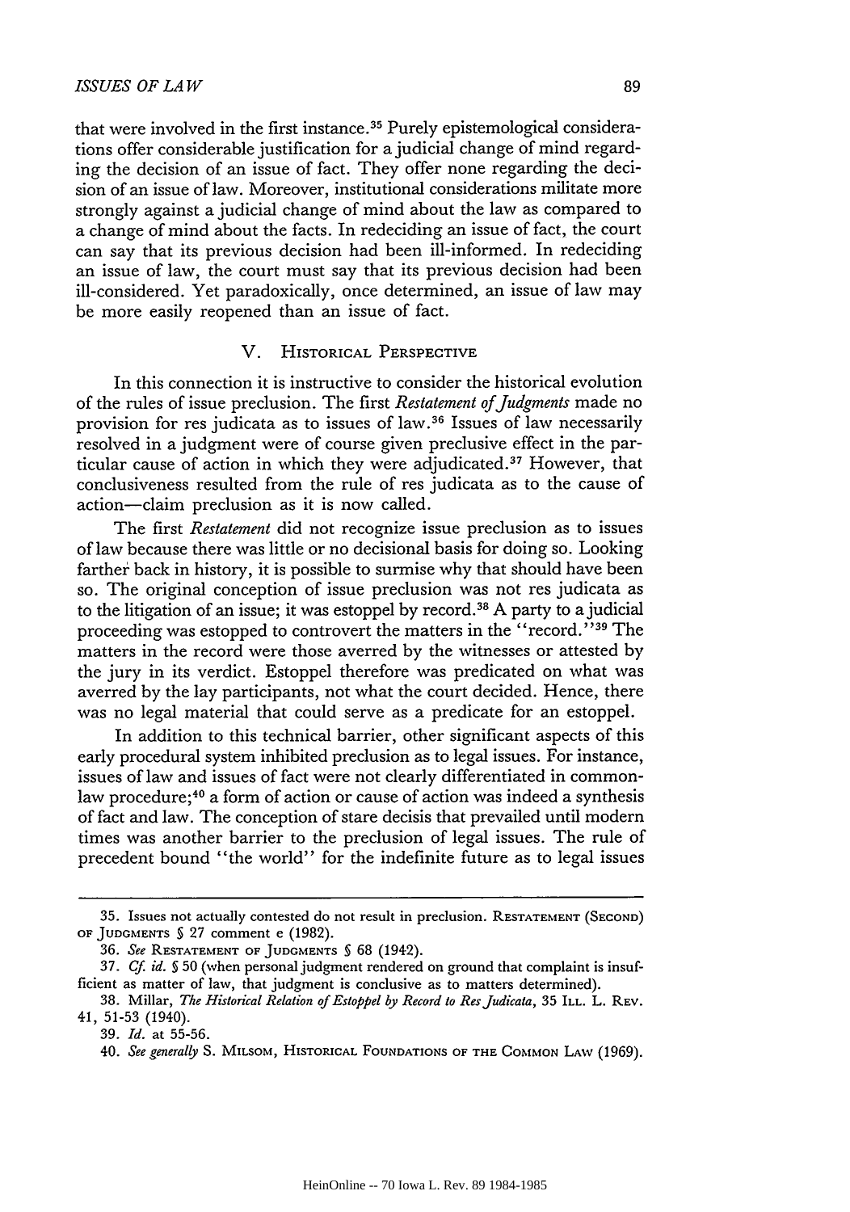that were involved in the first instance.[35] Purely epistemological considerations offer considerable justification for a judicial change of mind regarding the decision of an issue of fact. They offer none regarding the decision of an issue of law. Moreover, institutional considerations militate more strongly against a judicial change of mind about the law as compared to a change of mind about the facts. In redeciding an issue of fact, the court can say that its previous decision had been ill-informed. In redeciding an issue of law, the court must say that its previous decision had been ill-considered. Yet paradoxically, once determined, an issue of law may be more easily reopened than an issue of fact.

## V. Historical Perspective

In this connection it is instructive to consider the historical evolution of the rules of issue preclusion. The first *Restatement of Judgments* made no provision for res judicata as to issues of law.[36] Issues of law necessarily resolved in a judgment were of course given preclusive effect in the particular cause of action in which they were adjudicated.[37] However, that conclusiveness resulted from the rule of res judicata as to the cause of action—claim preclusion as it is now called.

The first *Restatement* did not recognize issue preclusion as to issues of law because there was little or no decisional basis for doing so. Looking farther back in history, it is possible to surmise why that should have been so. The original conception of issue preclusion was not res judicata as to the litigation of an issue; it was estoppel by record.[38] A party to a judicial proceeding was estopped to controvert the matters in the "record."[39] The matters in the record were those averred by the witnesses or attested by the jury in its verdict. Estoppel therefore was predicated on what was averred by the lay participants, not what the court decided. Hence, there was no legal material that could serve as a predicate for an estoppel.

In addition to this technical barrier, other significant aspects of this early procedural system inhibited preclusion as to legal issues. For instance, issues of law and issues of fact were not clearly differentiated in common-law procedure;[40] a form of action or cause of action was indeed a synthesis of fact and law. The conception of stare decisis that prevailed until modern times was another barrier to the preclusion of legal issues. The rule of precedent bound "the world" for the indefinite future as to legal issues

---

35. Issues not actually contested do not result in preclusion. Restatement (Second) of Judgments § 27 comment e (1982).

36. *See* Restatement of Judgments § 68 (1942).

37. *Cf. id.* § 50 (when personal judgment rendered on ground that complaint is insufficient as matter of law, that judgment is conclusive as to matters determined).

38. Millar, *The Historical Relation of Estoppel by Record to Res Judicata*, 35 Ill. L. Rev. 41, 51-53 (1940).

39. *Id.* at 55-56.

40. *See generally* S. Milsom, Historical Foundations of the Common Law (1969).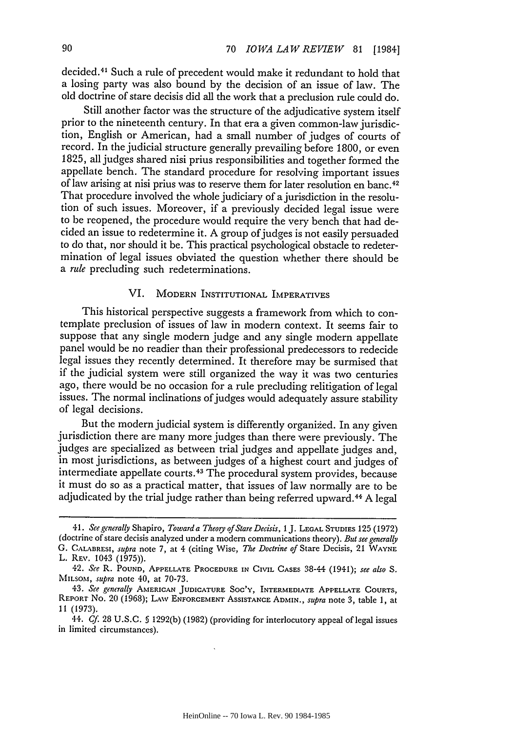decided.[41] Such a rule of precedent would make it redundant to hold that a losing party was also bound by the decision of an issue of law. The old doctrine of stare decisis did all the work that a preclusion rule could do.

Still another factor was the structure of the adjudicative system itself prior to the nineteenth century. In that era a given common-law jurisdiction, English or American, had a small number of judges of courts of record. In the judicial structure generally prevailing before 1800, or even 1825, all judges shared nisi prius responsibilities and together formed the appellate bench. The standard procedure for resolving important issues of law arising at nisi prius was to reserve them for later resolution en banc.[42] That procedure involved the whole judiciary of a jurisdiction in the resolution of such issues. Moreover, if a previously decided legal issue were to be reopened, the procedure would require the very bench that had decided an issue to redetermine it. A group of judges is not easily persuaded to do that, nor should it be. This practical psychological obstacle to redetermination of legal issues obviated the question whether there should be a *rule* precluding such redeterminations.

## VI. Modern Institutional Imperatives

This historical perspective suggests a framework from which to contemplate preclusion of issues of law in modern context. It seems fair to suppose that any single modern judge and any single modern appellate panel would be no readier than their professional predecessors to redecide legal issues they recently determined. It therefore may be surmised that if the judicial system were still organized the way it was two centuries ago, there would be no occasion for a rule precluding relitigation of legal issues. The normal inclinations of judges would adequately assure stability of legal decisions.

But the modern judicial system is differently organized. In any given jurisdiction there are many more judges than there were previously. The judges are specialized as between trial judges and appellate judges and, in most jurisdictions, as between judges of a highest court and judges of intermediate appellate courts.[43] The procedural system provides, because it must do so as a practical matter, that issues of law normally are to be adjudicated by the trial judge rather than being referred upward.[44] A legal

---

41. *See generally* Shapiro, *Toward a Theory of Stare Decisis*, 1 J. Legal Studies 125 (1972) (doctrine of stare decisis analyzed under a modern communications theory). *But see generally* G. Calabresi, *supra* note 7, at 4 (citing Wise, *The Doctrine of* Stare Decisis, 21 Wayne L. Rev. 1043 (1975)).

42. *See* R. Pound, Appellate Procedure in Civil Cases 38-44 (1941); *see also* S. Milsom, *supra* note 40, at 70-73.

43. *See generally* American Judicature Soc'y, Intermediate Appellate Courts, Report No. 20 (1968); Law Enforcement Assistance Admin., *supra* note 3, table 1, at 11 (1973).

44. *Cf.* 28 U.S.C. § 1292(b) (1982) (providing for interlocutory appeal of legal issues in limited circumstances).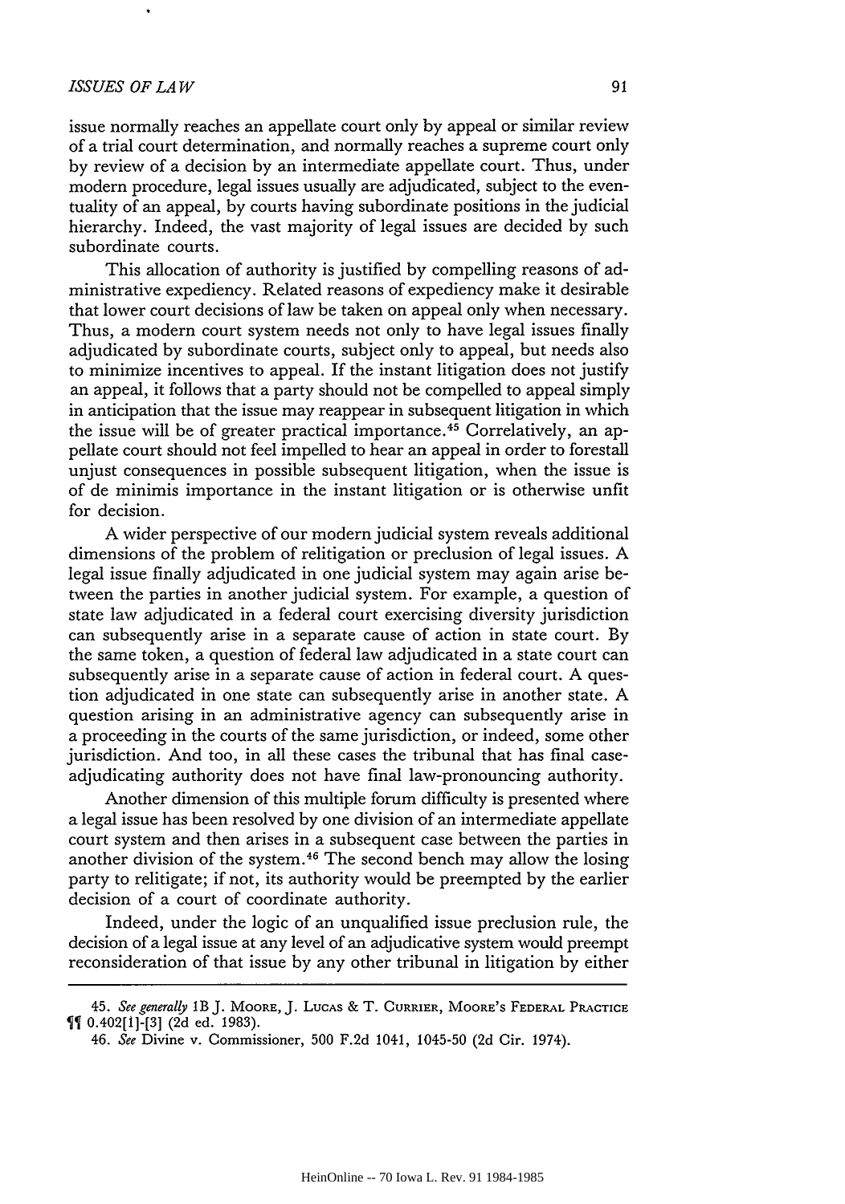issue normally reaches an appellate court only by appeal or similar review of a trial court determination, and normally reaches a supreme court only by review of a decision by an intermediate appellate court. Thus, under modern procedure, legal issues usually are adjudicated, subject to the eventuality of an appeal, by courts having subordinate positions in the judicial hierarchy. Indeed, the vast majority of legal issues are decided by such subordinate courts.

This allocation of authority is justified by compelling reasons of administrative expediency. Related reasons of expediency make it desirable that lower court decisions of law be taken on appeal only when necessary. Thus, a modern court system needs not only to have legal issues finally adjudicated by subordinate courts, subject only to appeal, but needs also to minimize incentives to appeal. If the instant litigation does not justify an appeal, it follows that a party should not be compelled to appeal simply in anticipation that the issue may reappear in subsequent litigation in which the issue will be of greater practical importance.[45] Correlatively, an appellate court should not feel impelled to hear an appeal in order to forestall unjust consequences in possible subsequent litigation, when the issue is of de minimis importance in the instant litigation or is otherwise unfit for decision.

A wider perspective of our modern judicial system reveals additional dimensions of the problem of relitigation or preclusion of legal issues. A legal issue finally adjudicated in one judicial system may again arise between the parties in another judicial system. For example, a question of state law adjudicated in a federal court exercising diversity jurisdiction can subsequently arise in a separate cause of action in state court. By the same token, a question of federal law adjudicated in a state court can subsequently arise in a separate cause of action in federal court. A question adjudicated in one state can subsequently arise in another state. A question arising in an administrative agency can subsequently arise in a proceeding in the courts of the same jurisdiction, or indeed, some other jurisdiction. And too, in all these cases the tribunal that has final case-adjudicating authority does not have final law-pronouncing authority.

Another dimension of this multiple forum difficulty is presented where a legal issue has been resolved by one division of an intermediate appellate court system and then arises in a subsequent case between the parties in another division of the system.[46] The second bench may allow the losing party to relitigate; if not, its authority would be preempted by the earlier decision of a court of coordinate authority.

Indeed, under the logic of an unqualified issue preclusion rule, the decision of a legal issue at any level of an adjudicative system would preempt reconsideration of that issue by any other tribunal in litigation by either

---

45. *See generally* 1B J. Moore, J. Lucas & T. Currier, Moore's Federal Practice ¶¶ 0.402[1]-[3] (2d ed. 1983).

46. *See* Divine v. Commissioner, 500 F.2d 1041, 1045-50 (2d Cir. 1974).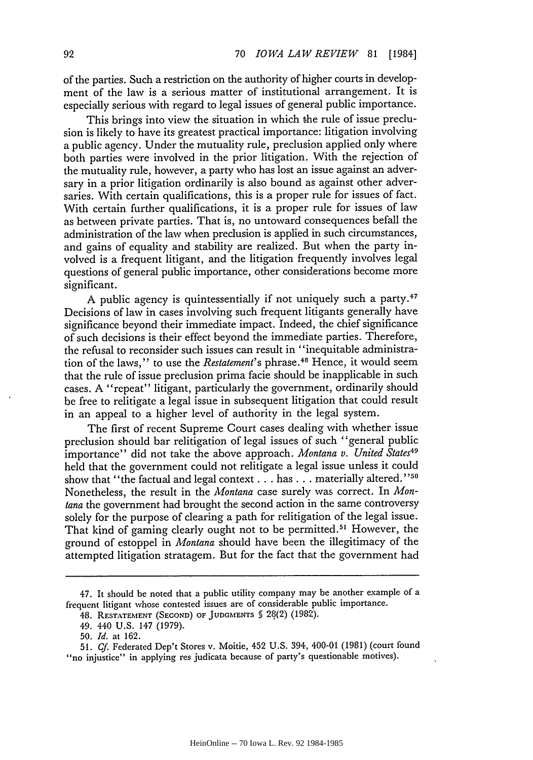of the parties. Such a restriction on the authority of higher courts in development of the law is a serious matter of institutional arrangement. It is especially serious with regard to legal issues of general public importance.

This brings into view the situation in which the rule of issue preclusion is likely to have its greatest practical importance: litigation involving a public agency. Under the mutuality rule, preclusion applied only where both parties were involved in the prior litigation. With the rejection of the mutuality rule, however, a party who has lost an issue against an adversary in a prior litigation ordinarily is also bound as against other adversaries. With certain qualifications, this is a proper rule for issues of fact. With certain further qualifications, it is a proper rule for issues of law as between private parties. That is, no untoward consequences befall the administration of the law when preclusion is applied in such circumstances, and gains of equality and stability are realized. But when the party involved is a frequent litigant, and the litigation frequently involves legal questions of general public importance, other considerations become more significant.

A public agency is quintessentially if not uniquely such a party.[47] Decisions of law in cases involving such frequent litigants generally have significance beyond their immediate impact. Indeed, the chief significance of such decisions is their effect beyond the immediate parties. Therefore, the refusal to reconsider such issues can result in "inequitable administration of the laws," to use the *Restatement*'s phrase.[48] Hence, it would seem that the rule of issue preclusion prima facie should be inapplicable in such cases. A "repeat" litigant, particularly the government, ordinarily should be free to relitigate a legal issue in subsequent litigation that could result in an appeal to a higher level of authority in the legal system.

The first of recent Supreme Court cases dealing with whether issue preclusion should bar relitigation of legal issues of such "general public importance" did not take the above approach. *Montana v. United States*[49] held that the government could not relitigate a legal issue unless it could show that "the factual and legal context . . . has . . . materially altered."[50] Nonetheless, the result in the *Montana* case surely was correct. In *Montana* the government had brought the second action in the same controversy solely for the purpose of clearing a path for relitigation of the legal issue. That kind of gaming clearly ought not to be permitted.[51] However, the ground of estoppel in *Montana* should have been the illegitimacy of the attempted litigation stratagem. But for the fact that the government had

---

47. It should be noted that a public utility company may be another example of a frequent litigant whose contested issues are of considerable public importance.

48. RESTATEMENT (SECOND) OF JUDGMENTS § 28(2) (1982).

49. 440 U.S. 147 (1979).

50. *Id.* at 162.

51. *Cf.* Federated Dep't Stores v. Moitie, 452 U.S. 394, 400-01 (1981) (court found "no injustice" in applying res judicata because of party's questionable motives).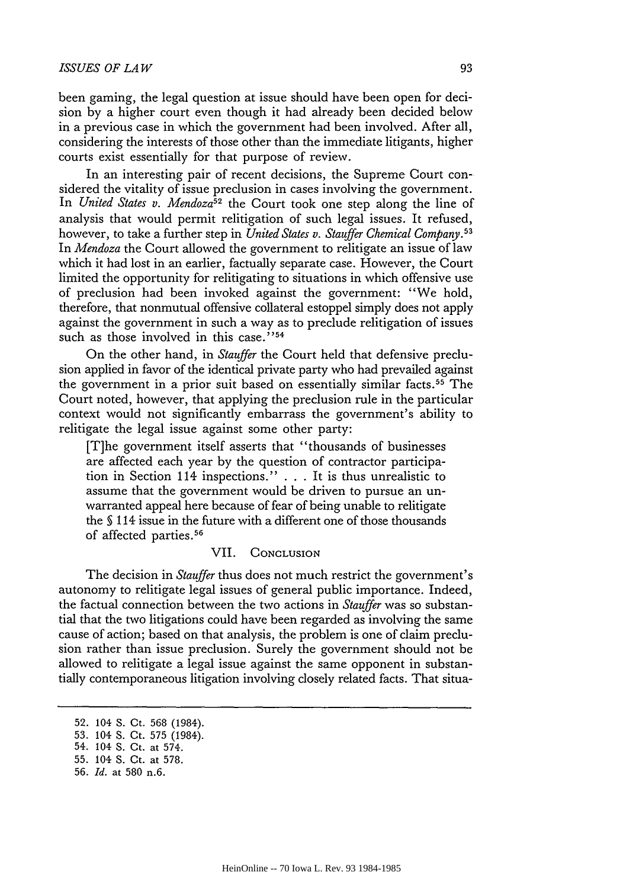been gaming, the legal question at issue should have been open for decision by a higher court even though it had already been decided below in a previous case in which the government had been involved. After all, considering the interests of those other than the immediate litigants, higher courts exist essentially for that purpose of review.

In an interesting pair of recent decisions, the Supreme Court considered the vitality of issue preclusion in cases involving the government. In *United States v. Mendoza*[52] the Court took one step along the line of analysis that would permit relitigation of such legal issues. It refused, however, to take a further step in *United States v. Stauffer Chemical Company*.[53] In *Mendoza* the Court allowed the government to relitigate an issue of law which it had lost in an earlier, factually separate case. However, the Court limited the opportunity for relitigating to situations in which offensive use of preclusion had been invoked against the government: "We hold, therefore, that nonmutual offensive collateral estoppel simply does not apply against the government in such a way as to preclude relitigation of issues such as those involved in this case."[54]

On the other hand, in *Stauffer* the Court held that defensive preclusion applied in favor of the identical private party who had prevailed against the government in a prior suit based on essentially similar facts.[55] The Court noted, however, that applying the preclusion rule in the particular context would not significantly embarrass the government's ability to relitigate the legal issue against some other party:

> [T]he government itself asserts that "thousands of businesses are affected each year by the question of contractor participation in Section 114 inspections." . . . It is thus unrealistic to assume that the government would be driven to pursue an unwarranted appeal here because of fear of being unable to relitigate the § 114 issue in the future with a different one of those thousands of affected parties.[56]

## VII. Conclusion

The decision in *Stauffer* thus does not much restrict the government's autonomy to relitigate legal issues of general public importance. Indeed, the factual connection between the two actions in *Stauffer* was so substantial that the two litigations could have been regarded as involving the same cause of action; based on that analysis, the problem is one of claim preclusion rather than issue preclusion. Surely the government should not be allowed to relitigate a legal issue against the same opponent in substantially contemporaneous litigation involving closely related facts. That situa-

---

52. 104 S. Ct. 568 (1984).
53. 104 S. Ct. 575 (1984).
54. 104 S. Ct. at 574.
55. 104 S. Ct. at 578.
56. *Id.* at 580 n.6.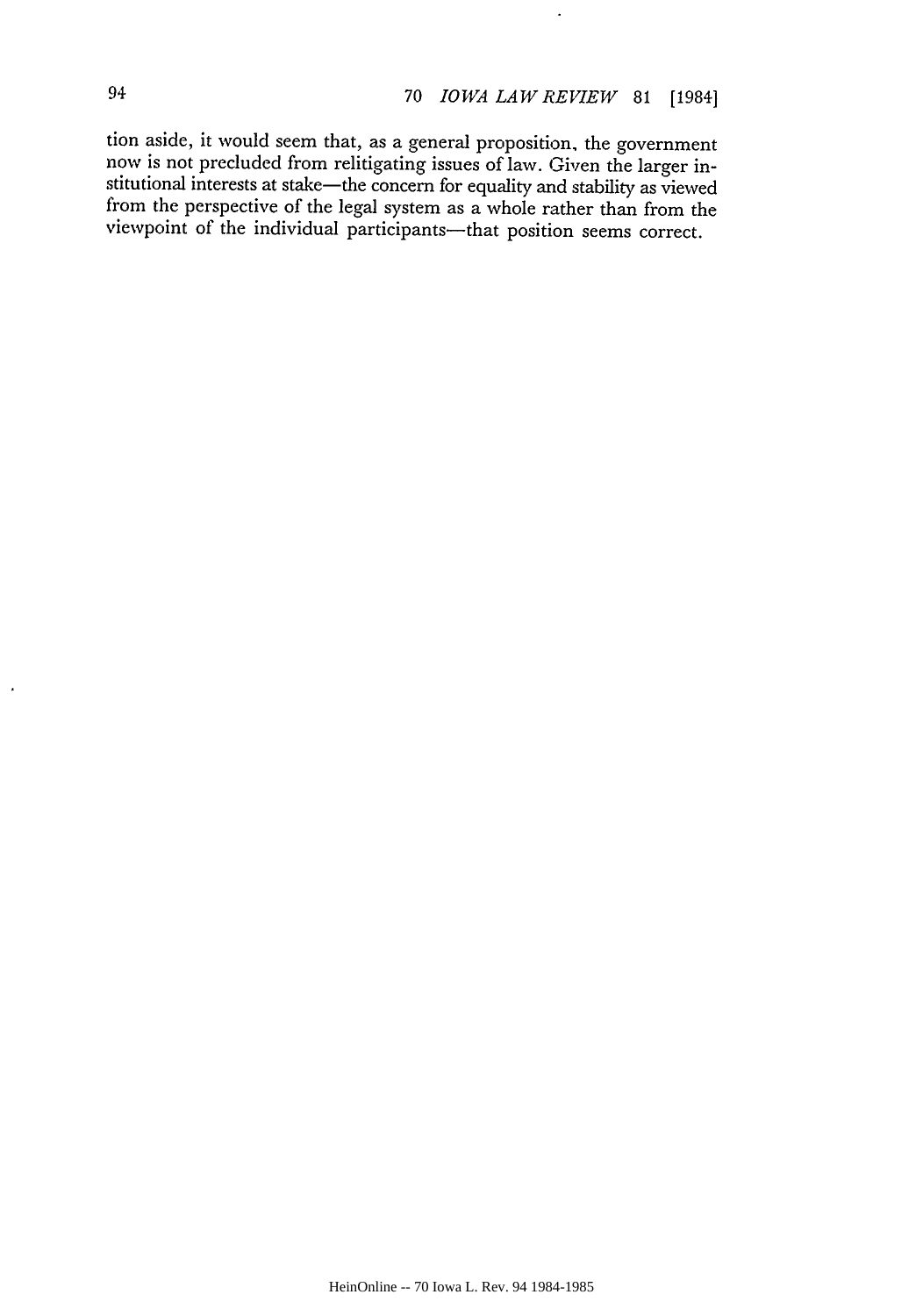tion aside, it would seem that, as a general proposition, the government now is not precluded from relitigating issues of law. Given the larger institutional interests at stake—the concern for equality and stability as viewed from the perspective of the legal system as a whole rather than from the viewpoint of the individual participants—that position seems correct.